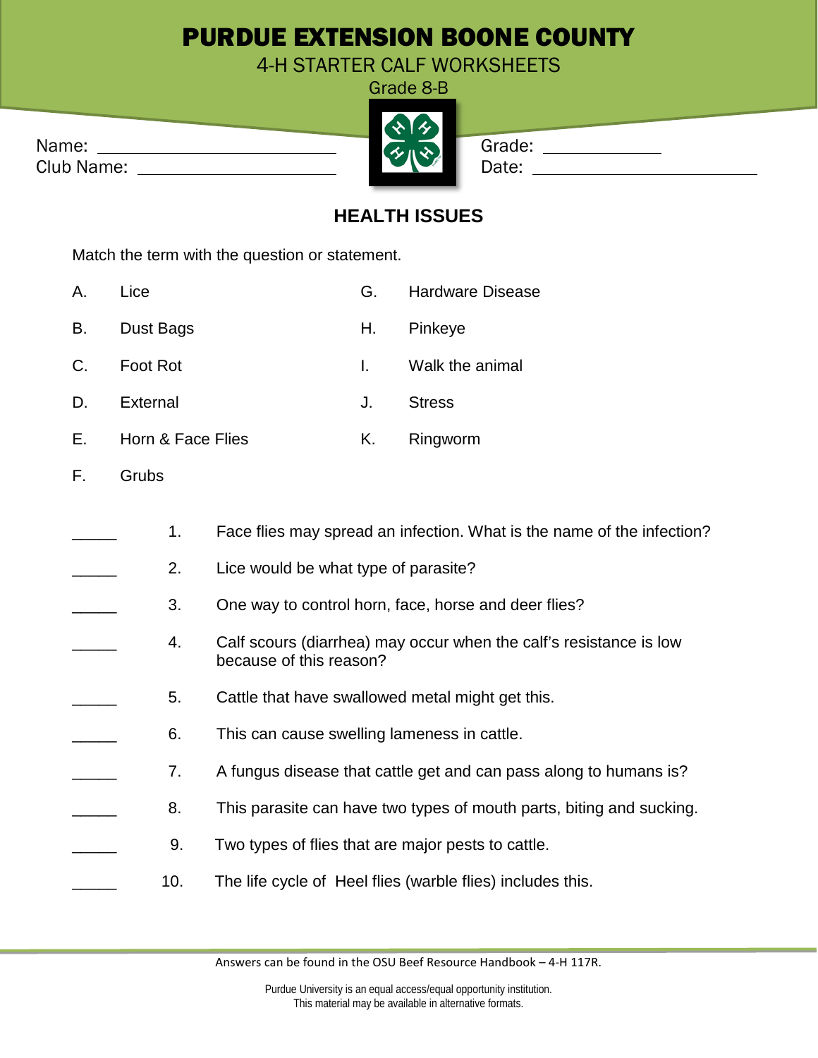# PURDUE EXTENSION BOONE COUNTY

4-H STARTER CALF WORKSHEETS

Grade 8-B

Name: ____________________________ Grade: ______________

Club Name: _________________________ Date: ______________________

## HEALTH ISSUES

Match the term with the question or statement.

A. Lice

B. Dust Bags

C. Foot Rot

D. External

E. Horn & Face Flies

F. Grubs

G. Hardware Disease

H. Pinkeye

I. Walk the animal

J. Stress

K. Ringworm

_____ 1. Face flies may spread an infection. What is the name of the infection?

_____ 2. Lice would be what type of parasite?

_____ 3. One way to control horn, face, horse and deer flies?

_____ 4. Calf scours (diarrhea) may occur when the calf's resistance is low because of this reason?

_____ 5. Cattle that have swallowed metal might get this.

_____ 6. This can cause swelling lameness in cattle.

_____ 7. A fungus disease that cattle get and can pass along to humans is?

_____ 8. This parasite can have two types of mouth parts, biting and sucking.

_____ 9. Two types of flies that are major pests to cattle.

_____ 10. The life cycle of Heel flies (warble flies) includes this.

Answers can be found in the OSU Beef Resource Handbook – 4-H 117R.

Purdue University is an equal access/equal opportunity institution.
This material may be available in alternative formats.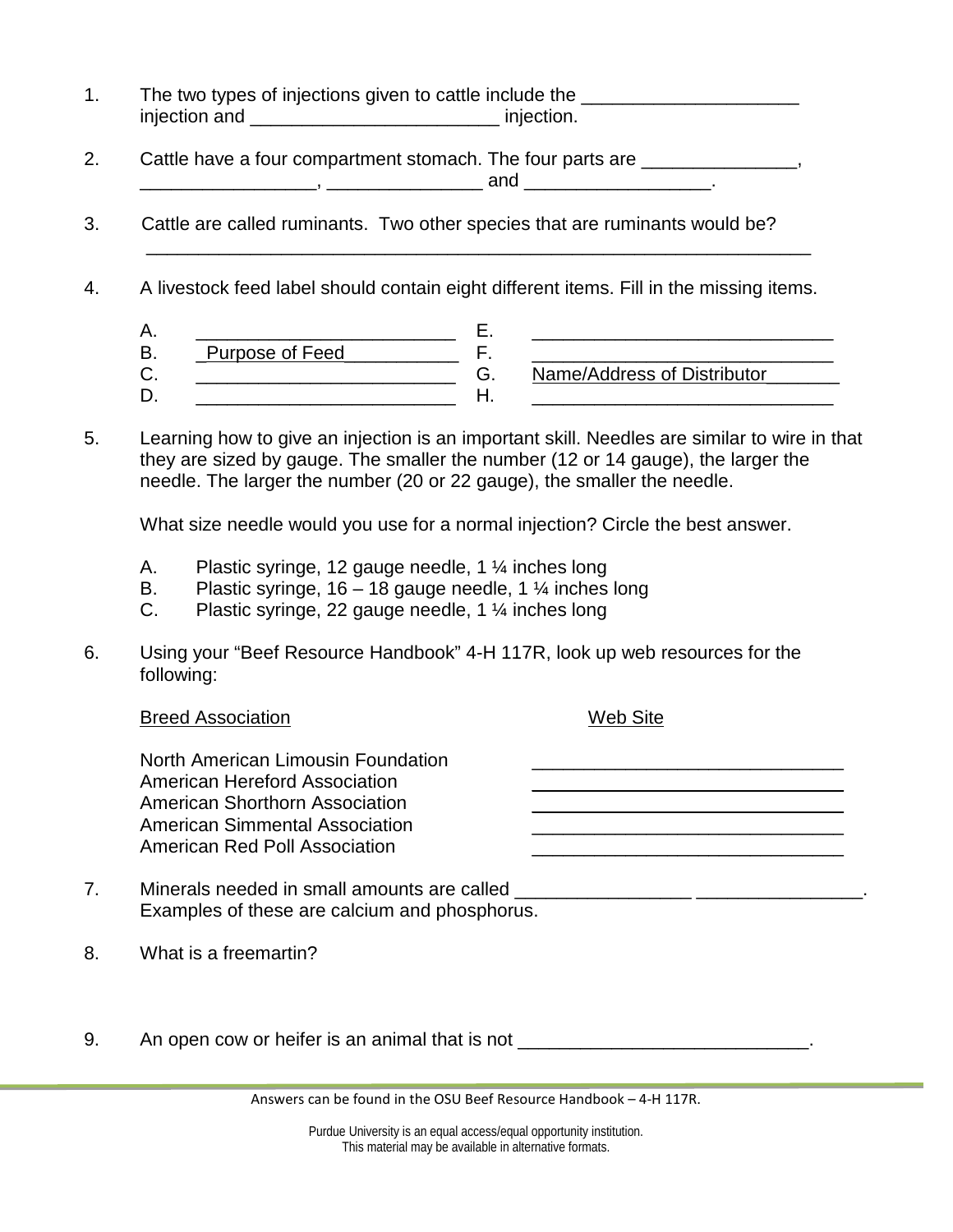1. The two types of injections given to cattle include the _____________________ injection and ________________________ injection.

2. Cattle have a four compartment stomach. The four parts are _______________, _________________, _______________ and __________________.

3. Cattle are called ruminants. Two other species that are ruminants would be? ________________________________________________________________

4. A livestock feed label should contain eight different items. Fill in the missing items.

| | | | |
|---|---|---|---|
| A. | _________________________ | E. | _____________________________ |
| B. | _Purpose of Feed___________ | F. | _____________________________ |
| C. | _________________________ | G. | Name/Address of Distributor_______ |
| D. | _________________________ | H. | _____________________________ |

5. Learning how to give an injection is an important skill. Needles are similar to wire in that they are sized by gauge. The smaller the number (12 or 14 gauge), the larger the needle. The larger the number (20 or 22 gauge), the smaller the needle.

   What size needle would you use for a normal injection? Circle the best answer.

   A. Plastic syringe, 12 gauge needle, 1 ¼ inches long
   B. Plastic syringe, 16 – 18 gauge needle, 1 ¼ inches long
   C. Plastic syringe, 22 gauge needle, 1 ¼ inches long

6. Using your "Beef Resource Handbook" 4-H 117R, look up web resources for the following:

| Breed Association | Web Site |
|---|---|
| North American Limousin Foundation | _____________________________ |
| American Hereford Association | _____________________________ |
| American Shorthorn Association | _____________________________ |
| American Simmental Association | _____________________________ |
| American Red Poll Association | _____________________________ |

7. Minerals needed in small amounts are called _________________ ________________. Examples of these are calcium and phosphorus.

8. What is a freemartin?

9. An open cow or heifer is an animal that is not ____________________________.

Answers can be found in the OSU Beef Resource Handbook – 4-H 117R.

Purdue University is an equal access/equal opportunity institution.
This material may be available in alternative formats.